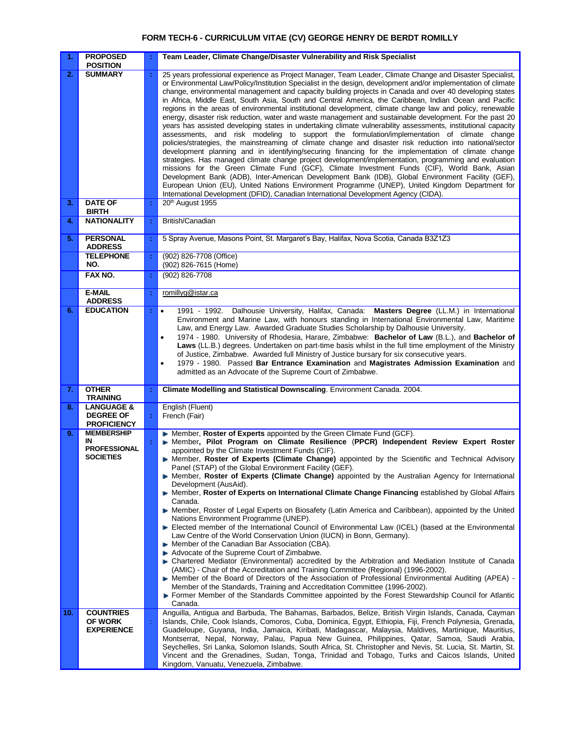# FORM TECH-6 - CURRICULUM VITAE (CV) GEORGE HENRY DE BERDT ROMILLY

| | | | |
|---|---|---|---|
| 1. | PROPOSED POSITION | : | **Team Leader, Climate Change/Disaster Vulnerability and Risk Specialist** |
| 2. | SUMMARY | : | 25 years professional experience as Project Manager, Team Leader, Climate Change and Disaster Specialist, or Environmental Law/Policy/Institution Specialist in the design, development and/or implementation of climate change, environmental management and capacity building projects in Canada and over 40 developing states in Africa, Middle East, South Asia, South and Central America, the Caribbean, Indian Ocean and Pacific regions in the areas of environmental institutional development, climate change law and policy, renewable energy, disaster risk reduction, water and waste management and sustainable development. For the past 20 years has assisted developing states in undertaking climate vulnerability assessments, institutional capacity assessments, and risk modeling to support the formulation/implementation of climate change policies/strategies, the mainstreaming of climate change and disaster risk reduction into national/sector development planning and in identifying/securing financing for the implementation of climate change strategies. Has managed climate change project development/implementation, programming and evaluation missions for the Green Climate Fund (GCF), Climate Investment Funds (CIF), World Bank, Asian Development Bank (ADB), Inter-American Development Bank (IDB), Global Environment Facility (GEF), European Union (EU), United Nations Environment Programme (UNEP), United Kingdom Department for International Development (DFID), Canadian International Development Agency (CIDA). |
| 3. | DATE OF BIRTH | : | 20th August 1955 |
| 4. | NATIONALITY | : | British/Canadian |
| 5. | PERSONAL ADDRESS | : | 5 Spray Avenue, Masons Point, St. Margaret's Bay, Halifax, Nova Scotia, Canada B3Z1Z3 |
| | TELEPHONE NO. | : | (902) 826-7708 (Office)<br>(902) 826-7615 (Home) |
| | FAX NO. | : | (902) 826-7708 |
| | E-MAIL ADDRESS | : | romillyg@istar.ca |
| 6. | EDUCATION | : | • 1991 - 1992. Dalhousie University, Halifax, Canada: **Masters Degree** (LL.M.) in International Environment and Marine Law, with honours standing in International Environmental Law, Maritime Law, and Energy Law. Awarded Graduate Studies Scholarship by Dalhousie University.<br>• 1974 - 1980. University of Rhodesia, Harare, Zimbabwe: **Bachelor of Law** (B.L.), and **Bachelor of Laws** (LL.B.) degrees. Undertaken on part-time basis whilst in the full time employment of the Ministry of Justice, Zimbabwe. Awarded full Ministry of Justice bursary for six consecutive years.<br>• 1979 - 1980. Passed **Bar Entrance Examination** and **Magistrates Admission Examination** and admitted as an Advocate of the Supreme Court of Zimbabwe. |
| 7. | OTHER TRAINING | : | **Climate Modelling and Statistical Downscaling**. Environment Canada. 2004. |
| 8. | LANGUAGE & DEGREE OF PROFICIENCY | : | English (Fluent)<br>French (Fair) |
| 9. | MEMBERSHIP IN PROFESSIONAL SOCIETIES | : | ► Member, **Roster of Experts** appointed by the Green Climate Fund (GCF).<br>► Member**, Pilot Program on Climate Resilience** (**PPCR) Independent Review Expert Roster** appointed by the Climate Investment Funds (CIF).<br>► Member, **Roster of Experts (Climate Change)** appointed by the Scientific and Technical Advisory Panel (STAP) of the Global Environment Facility (GEF).<br>► Member, **Roster of Experts (Climate Change)** appointed by the Australian Agency for International Development (AusAid).<br>► Member, **Roster of Experts on International Climate Change Financing** established by Global Affairs Canada.<br>► Member, Roster of Legal Experts on Biosafety (Latin America and Caribbean), appointed by the United Nations Environment Programme (UNEP).<br>► Elected member of the International Council of Environmental Law (ICEL) (based at the Environmental Law Centre of the World Conservation Union (IUCN) in Bonn, Germany).<br>► Member of the Canadian Bar Association (CBA).<br>► Advocate of the Supreme Court of Zimbabwe.<br>► Chartered Mediator (Environmental) accredited by the Arbitration and Mediation Institute of Canada (AMIC) - Chair of the Accreditation and Training Committee (Regional) (1996-2002).<br>► Member of the Board of Directors of the Association of Professional Environmental Auditing (APEA) - Member of the Standards, Training and Accreditation Committee (1996-2002).<br>► Former Member of the Standards Committee appointed by the Forest Stewardship Council for Atlantic Canada. |
| 10. | COUNTRIES OF WORK EXPERIENCE | : | Anguilla, Antigua and Barbuda, The Bahamas, Barbados, Belize, British Virgin Islands, Canada, Cayman Islands, Chile, Cook Islands, Comoros, Cuba, Dominica, Egypt, Ethiopia, Fiji, French Polynesia, Grenada, Guadeloupe, Guyana, India, Jamaica, Kiribati, Madagascar, Malaysia, Maldives, Martinique, Mauritius, Montserrat, Nepal, Norway, Palau, Papua New Guinea, Philippines, Qatar, Samoa, Saudi Arabia, Seychelles, Sri Lanka, Solomon Islands, South Africa, St. Christopher and Nevis, St. Lucia, St. Martin, St. Vincent and the Grenadines, Sudan, Tonga, Trinidad and Tobago, Turks and Caicos Islands, United Kingdom, Vanuatu, Venezuela, Zimbabwe. |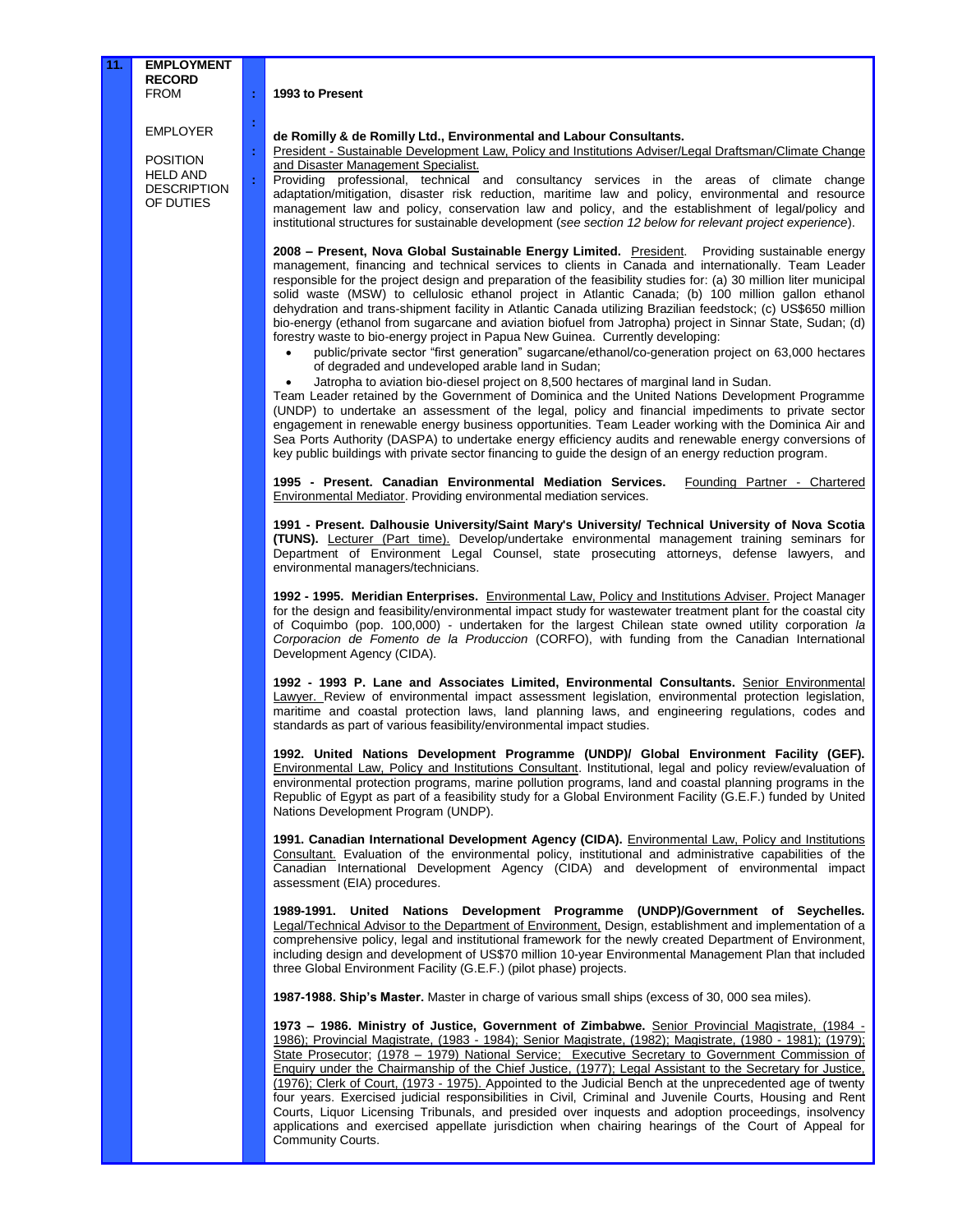**11.** **EMPLOYMENT RECORD**

FROM : **1993 to Present**

EMPLOYER : **de Romilly & de Romilly Ltd., Environmental and Labour Consultants.**

POSITION HELD AND : President - Sustainable Development Law, Policy and Institutions Adviser/Legal Draftsman/Climate Change and Disaster Management Specialist.

DESCRIPTION OF DUTIES : Providing professional, technical and consultancy services in the areas of climate change adaptation/mitigation, disaster risk reduction, maritime law and policy, environmental and resource management law and policy, conservation law and policy, and the establishment of legal/policy and institutional structures for sustainable development (*see section 12 below for relevant project experience*).

**2008 – Present, Nova Global Sustainable Energy Limited.** President. Providing sustainable energy management, financing and technical services to clients in Canada and internationally. Team Leader responsible for the project design and preparation of the feasibility studies for: (a) 30 million liter municipal solid waste (MSW) to cellulosic ethanol project in Atlantic Canada; (b) 100 million gallon ethanol dehydration and trans-shipment facility in Atlantic Canada utilizing Brazilian feedstock; (c) US$650 million bio-energy (ethanol from sugarcane and aviation biofuel from Jatropha) project in Sinnar State, Sudan; (d) forestry waste to bio-energy project in Papua New Guinea. Currently developing:

- public/private sector "first generation" sugarcane/ethanol/co-generation project on 63,000 hectares of degraded and undeveloped arable land in Sudan;
- Jatropha to aviation bio-diesel project on 8,500 hectares of marginal land in Sudan.

Team Leader retained by the Government of Dominica and the United Nations Development Programme (UNDP) to undertake an assessment of the legal, policy and financial impediments to private sector engagement in renewable energy business opportunities. Team Leader working with the Dominica Air and Sea Ports Authority (DASPA) to undertake energy efficiency audits and renewable energy conversions of key public buildings with private sector financing to guide the design of an energy reduction program.

**1995 - Present. Canadian Environmental Mediation Services.** Founding Partner - Chartered Environmental Mediator. Providing environmental mediation services.

**1991 - Present. Dalhousie University/Saint Mary's University/ Technical University of Nova Scotia (TUNS).** Lecturer (Part time). Develop/undertake environmental management training seminars for Department of Environment Legal Counsel, state prosecuting attorneys, defense lawyers, and environmental managers/technicians.

**1992 - 1995. Meridian Enterprises.** Environmental Law, Policy and Institutions Adviser. Project Manager for the design and feasibility/environmental impact study for wastewater treatment plant for the coastal city of Coquimbo (pop. 100,000) - undertaken for the largest Chilean state owned utility corporation *la Corporacion de Fomento de la Produccion* (CORFO), with funding from the Canadian International Development Agency (CIDA).

**1992 - 1993 P. Lane and Associates Limited, Environmental Consultants.** Senior Environmental Lawyer. Review of environmental impact assessment legislation, environmental protection legislation, maritime and coastal protection laws, land planning laws, and engineering regulations, codes and standards as part of various feasibility/environmental impact studies.

**1992. United Nations Development Programme (UNDP)/ Global Environment Facility (GEF).** Environmental Law, Policy and Institutions Consultant. Institutional, legal and policy review/evaluation of environmental protection programs, marine pollution programs, land and coastal planning programs in the Republic of Egypt as part of a feasibility study for a Global Environment Facility (G.E.F.) funded by United Nations Development Program (UNDP).

**1991. Canadian International Development Agency (CIDA).** Environmental Law, Policy and Institutions Consultant. Evaluation of the environmental policy, institutional and administrative capabilities of the Canadian International Development Agency (CIDA) and development of environmental impact assessment (EIA) procedures.

**1989-1991. United Nations Development Programme (UNDP)/Government of Seychelles.** Legal/Technical Advisor to the Department of Environment, Design, establishment and implementation of a comprehensive policy, legal and institutional framework for the newly created Department of Environment, including design and development of US$70 million 10-year Environmental Management Plan that included three Global Environment Facility (G.E.F.) (pilot phase) projects.

**1987-1988. Ship's Master.** Master in charge of various small ships (excess of 30, 000 sea miles).

**1973 – 1986. Ministry of Justice, Government of Zimbabwe.** Senior Provincial Magistrate, (1984 - 1986); Provincial Magistrate, (1983 - 1984); Senior Magistrate, (1982); Magistrate, (1980 - 1981); (1979); State Prosecutor; (1978 – 1979) National Service; Executive Secretary to Government Commission of Enquiry under the Chairmanship of the Chief Justice, (1977); Legal Assistant to the Secretary for Justice, (1976); Clerk of Court, (1973 - 1975). Appointed to the Judicial Bench at the unprecedented age of twenty four years. Exercised judicial responsibilities in Civil, Criminal and Juvenile Courts, Housing and Rent Courts, Liquor Licensing Tribunals, and presided over inquests and adoption proceedings, insolvency applications and exercised appellate jurisdiction when chairing hearings of the Court of Appeal for Community Courts.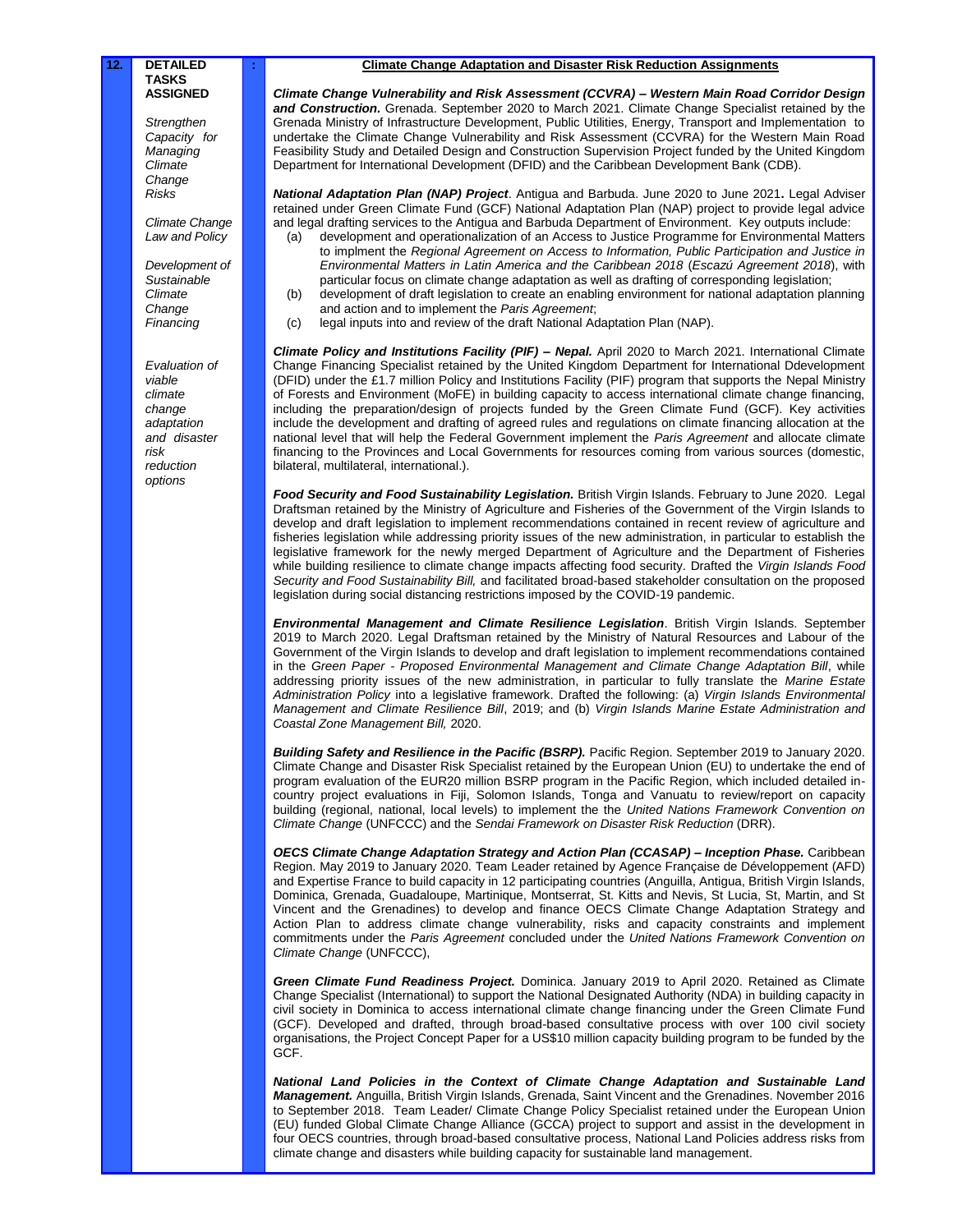| 12. | DETAILED TASKS ASSIGNED | : | Climate Change Adaptation and Disaster Risk Reduction Assignments |
|---|---|---|---|

**12. DETAILED TASKS ASSIGNED**

*Strengthen Capacity for Managing Climate Change Risks*

*Climate Change Law and Policy*

*Development of Sustainable Climate Change Financing*

*Evaluation of viable climate change adaptation and disaster risk reduction options*

**Climate Change Adaptation and Disaster Risk Reduction Assignments**

***Climate Change Vulnerability and Risk Assessment (CCVRA) – Western Main Road Corridor Design and Construction.*** Grenada. September 2020 to March 2021. Climate Change Specialist retained by the Grenada Ministry of Infrastructure Development, Public Utilities, Energy, Transport and Implementation to undertake the Climate Change Vulnerability and Risk Assessment (CCVRA) for the Western Main Road Feasibility Study and Detailed Design and Construction Supervision Project funded by the United Kingdom Department for International Development (DFID) and the Caribbean Development Bank (CDB).

***National Adaptation Plan (NAP) Project***. Antigua and Barbuda. June 2020 to June 2021**.** Legal Adviser retained under Green Climate Fund (GCF) National Adaptation Plan (NAP) project to provide legal advice and legal drafting services to the Antigua and Barbuda Department of Environment. Key outputs include:

(a) development and operationalization of an Access to Justice Programme for Environmental Matters to implment the *Regional Agreement on Access to Information, Public Participation and Justice in Environmental Matters in Latin America and the Caribbean 2018* (*Escazú Agreement 2018*), with particular focus on climate change adaptation as well as drafting of corresponding legislation;
(b) development of draft legislation to create an enabling environment for national adaptation planning and action and to implement the *Paris Agreement*;
(c) legal inputs into and review of the draft National Adaptation Plan (NAP).

***Climate Policy and Institutions Facility (PIF) – Nepal.*** April 2020 to March 2021. International Climate Change Financing Specialist retained by the United Kingdom Department for International Ddevelopment (DFID) under the £1.7 million Policy and Institutions Facility (PIF) program that supports the Nepal Ministry of Forests and Environment (MoFE) in building capacity to access international climate change financing, including the preparation/design of projects funded by the Green Climate Fund (GCF). Key activities include the development and drafting of agreed rules and regulations on climate financing allocation at the national level that will help the Federal Government implement the *Paris Agreement* and allocate climate financing to the Provinces and Local Governments for resources coming from various sources (domestic, bilateral, multilateral, international.).

***Food Security and Food Sustainability Legislation.*** British Virgin Islands. February to June 2020. Legal Draftsman retained by the Ministry of Agriculture and Fisheries of the Government of the Virgin Islands to develop and draft legislation to implement recommendations contained in recent review of agriculture and fisheries legislation while addressing priority issues of the new administration, in particular to establish the legislative framework for the newly merged Department of Agriculture and the Department of Fisheries while building resilience to climate change impacts affecting food security. Drafted the *Virgin Islands Food Security and Food Sustainability Bill,* and facilitated broad-based stakeholder consultation on the proposed legislation during social distancing restrictions imposed by the COVID-19 pandemic.

***Environmental Management and Climate Resilience Legislation***. British Virgin Islands. September 2019 to March 2020. Legal Draftsman retained by the Ministry of Natural Resources and Labour of the Government of the Virgin Islands to develop and draft legislation to implement recommendations contained in the *Green Paper - Proposed Environmental Management and Climate Change Adaptation Bill*, while addressing priority issues of the new administration, in particular to fully translate the *Marine Estate Administration Policy* into a legislative framework. Drafted the following: (a) *Virgin Islands Environmental Management and Climate Resilience Bill*, 2019; and (b) *Virgin Islands Marine Estate Administration and Coastal Zone Management Bill,* 2020.

***Building Safety and Resilience in the Pacific (BSRP).*** Pacific Region. September 2019 to January 2020. Climate Change and Disaster Risk Specialist retained by the European Union (EU) to undertake the end of program evaluation of the EUR20 million BSRP program in the Pacific Region, which included detailed in-country project evaluations in Fiji, Solomon Islands, Tonga and Vanuatu to review/report on capacity building (regional, national, local levels) to implement the the *United Nations Framework Convention on Climate Change* (UNFCCC) and the *Sendai Framework on Disaster Risk Reduction* (DRR).

***OECS Climate Change Adaptation Strategy and Action Plan (CCASAP) – Inception Phase.*** Caribbean Region. May 2019 to January 2020. Team Leader retained by Agence Française de Développement (AFD) and Expertise France to build capacity in 12 participating countries (Anguilla, Antigua, British Virgin Islands, Dominica, Grenada, Guadaloupe, Martinique, Montserrat, St. Kitts and Nevis, St Lucia, St, Martin, and St Vincent and the Grenadines) to develop and finance OECS Climate Change Adaptation Strategy and Action Plan to address climate change vulnerability, risks and capacity constraints and implement commitments under the *Paris Agreement* concluded under the *United Nations Framework Convention on Climate Change* (UNFCCC),

***Green Climate Fund Readiness Project.*** Dominica. January 2019 to April 2020. Retained as Climate Change Specialist (International) to support the National Designated Authority (NDA) in building capacity in civil society in Dominica to access international climate change financing under the Green Climate Fund (GCF). Developed and drafted, through broad-based consultative process with over 100 civil society organisations, the Project Concept Paper for a US$10 million capacity building program to be funded by the GCF.

***National Land Policies in the Context of Climate Change Adaptation and Sustainable Land Management.*** Anguilla, British Virgin Islands, Grenada, Saint Vincent and the Grenadines. November 2016 to September 2018. Team Leader/ Climate Change Policy Specialist retained under the European Union (EU) funded Global Climate Change Alliance (GCCA) project to support and assist in the development in four OECS countries, through broad-based consultative process, National Land Policies address risks from climate change and disasters while building capacity for sustainable land management.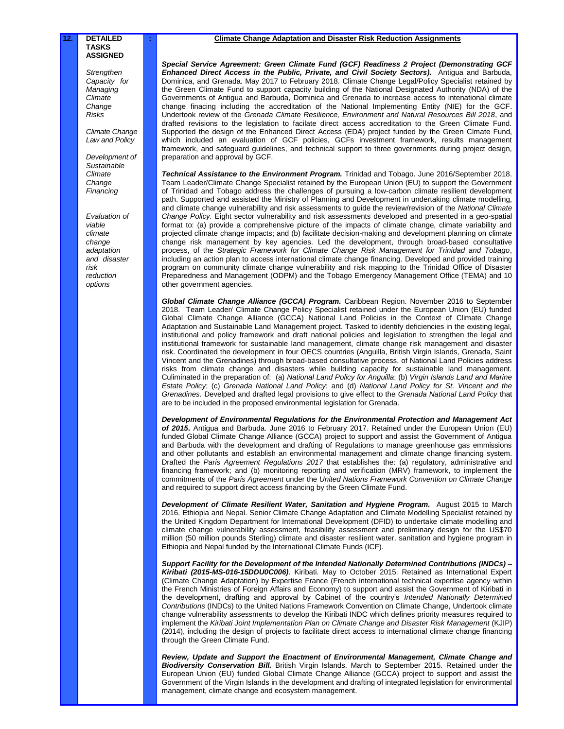**12.** **DETAILED TASKS ASSIGNED** :

*Strengthen Capacity for Managing Climate Change Risks*

*Climate Change Law and Policy*

*Development of Sustainable Climate Change Financing*

*Evaluation of viable climate change adaptation and disaster risk reduction options*

**Climate Change Adaptation and Disaster Risk Reduction Assignments**

***Special Service Agreement: Green Climate Fund (GCF) Readiness 2 Project (Demonstrating GCF Enhanced Direct Access in the Public, Private, and Civil Society Sectors).*** Antigua and Barbuda, Dominica, and Grenada. May 2017 to February 2018. Climate Change Legal/Policy Specialist retained by the Green Climate Fund to support capacity building of the National Designated Authority (NDA) of the Governments of Antigua and Barbuda, Dominica and Grenada to increase access to intenational climate change finacing including the accreditation of the National Implementing Entity (NIE) for the GCF. Undertook review of the *Grenada Climate Resilience, Environment and Natural Resources Bill 2018*, and drafted revisions to the legislation to facilate direct access accreditation to the Green Climate Fund. Supported the design of the Enhanced Direct Access (EDA) project funded by the Green Clmate Fund, which included an evaluation of GCF policies, GCFs investment framework, results management framework, and safeguard guidelines, and technical support to three governments during project design, preparation and approval by GCF.

***Technical Assistance to the Environment Program.*** Trinidad and Tobago. June 2016/September 2018. Team Leader/Climate Change Specialist retained by the European Union (EU) to support the Government of Trinidad and Tobago address the challenges of pursuing a low-carbon climate resilient development path. Supported and assisted the Ministry of Planning and Development in undertaking climate modelling, and climate change vulnerability and risk assessments to guide the review/revision of the *National Climate Change Policy.* Eight sector vulnerability and risk assessments developed and presented in a geo-spatial format to: (a) provide a comprehensive picture of the impacts of climate change, climate variability and projected climate change impacts; and (b) facilitate decision-making and development planning on climate change risk management by key agencies. Led the development, through broad-based consultative process, of the *Strategic Framework for Climate Change Risk Management for Trinidad and Tobago*, including an action plan to access international climate change financing. Developed and provided training program on community climate change vulnerability and risk mapping to the Trinidad Office of Disaster Preparedness and Management (ODPM) and the Tobago Emergency Management Office (TEMA) and 10 other government agencies.

***Global Climate Change Alliance (GCCA) Program.*** Caribbean Region. November 2016 to September 2018. Team Leader/ Climate Change Policy Specialist retained under the European Union (EU) funded Global Climate Change Alliance (GCCA) National Land Policies in the Context of Climate Change Adaptation and Sustainable Land Management project. Tasked to identify deficiencies in the existing legal, institutional and policy framework and draft national policies and legislation to strengthen the legal and institutional framework for sustainable land management, climate change risk management and disaster risk. Coordinated the development in four OECS countries (Anguilla, British Virgin Islands, Grenada, Saint Vincent and the Grenadines) through broad-based consultative process, of National Land Policies address risks from climate change and disasters while building capacity for sustainable land management. Culiminated in the preparation of: (a) *National Land Policy for Anguilla*; (b) *Virgin Islands Land and Marine Estate Policy*; (c) *Grenada National Land Policy*; and (d) *National Land Policy for St. Vincent and the Grenadines.* Develped and drafted legal provisions to give effect to the *Grenada National Land Policy* that are to be included in the proposed environmental legislation for Grenada.

***Development of Environmental Regulations for the Environmental Protection and Management Act of 2015.*** Antigua and Barbuda. June 2016 to February 2017. Retained under the European Union (EU) funded Global Climate Change Alliance (GCCA) project to support and assist the Government of Antigua and Barbuda with the development and drafting of Regulations to manage greenhouse gas emmissions and other pollutants and establish an environmental management and climate change financing system. Drafted the *Paris Agreement Regulations 2017* that establishes the: (a) regulatory, administrative and financing framework; and (b) monitoring reporting and verification (MRV) framework, to implement the commitments of the *Paris Agreement* under the *United Nations Framework Convention on Climate Change* and required to support direct access financing by the Green Climate Fund.

***Development of Climate Resilient Water, Sanitation and Hygiene Program.*** August 2015 to March 2016. Ethiopia and Nepal. Senior Climate Change Adaptation and Climate Modelling Specialist retained by the United Kingdom Department for International Development (DFID) to undertake climate modelling and climate change vulnerability assessment, feasibility assessment and preliminary design for the US$70 million (50 million pounds Sterling) climate and disaster resilient water, sanitation and hygiene program in Ethiopia and Nepal funded by the International Climate Funds (ICF).

***Support Facility for the Development of the Intended Nationally Determined Contributions (INDCs) – Kiribati (2015-MS-016-15DDU0C006)***. Kiribati. May to October 2015. Retained as International Expert (Climate Change Adaptation) by Expertise France (French international technical expertise agency within the French Ministries of Foreign Affairs and Economy) to support and assist the Government of Kiribati in the development, drafting and approval by Cabinet of the country's *Intended Nationally Determined Contributions* (INDCs) to the United Nations Framework Convention on Climate Change, Undertook climate change vulnerability assessments to develop the Kiribati INDC which defines priority measures required to implement the *Kiribati Joint Implementation Plan on Climate Change and Disaster Risk Management* (KJIP) (2014), including the design of projects to facilitate direct access to international climate change financing through the Green Climate Fund.

***Review, Update and Support the Enactment of Environmental Management, Climate Change and Biodiversity Conservation Bill.*** British Virgin Islands. March to September 2015. Retained under the European Union (EU) funded Global Climate Change Alliance (GCCA) project to support and assist the Government of the Virgin Islands in the development and drafting of integrated legislation for environmental management, climate change and ecosystem management.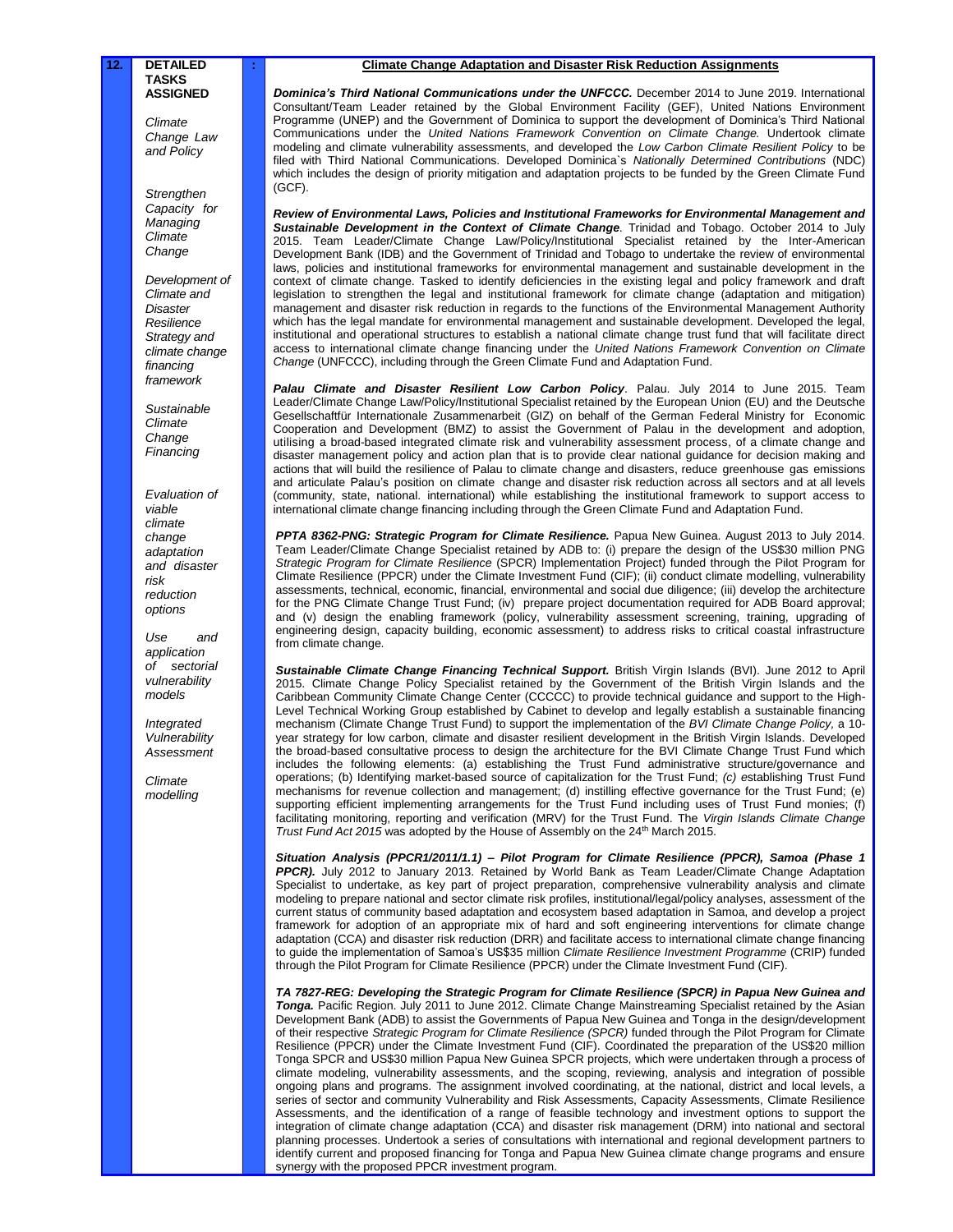| 12. | DETAILED TASKS ASSIGNED | : | Climate Change Adaptation and Disaster Risk Reduction Assignments |
|---|---|---|---|
| | *Climate Change Law and Policy*<br><br>*Strengthen Capacity for Managing Climate Change*<br><br>*Development of Climate and Disaster Resilience Strategy and climate change financing framework*<br><br>*Sustainable Climate Change Financing*<br><br>*Evaluation of viable climate change adaptation and disaster risk reduction options*<br><br>*Use and application of sectorial vulnerability models*<br><br>*Integrated Vulnerability Assessment*<br><br>*Climate modelling* | | ***Dominica's Third National Communications under the UNFCCC.*** December 2014 to June 2019. International Consultant/Team Leader retained by the Global Environment Facility (GEF), United Nations Environment Programme (UNEP) and the Government of Dominica to support the development of Dominica's Third National Communications under the *United Nations Framework Convention on Climate Change.* Undertook climate modeling and climate vulnerability assessments, and developed the *Low Carbon Climate Resilient Policy* to be filed with Third National Communications. Developed Dominica`s *Nationally Determined Contributions* (NDC) which includes the design of priority mitigation and adaptation projects to be funded by the Green Climate Fund (GCF).<br><br>***Review of Environmental Laws, Policies and Institutional Frameworks for Environmental Management and Sustainable Development in the Context of Climate Change***. Trinidad and Tobago. October 2014 to July 2015. Team Leader/Climate Change Law/Policy/Institutional Specialist retained by the Inter-American Development Bank (IDB) and the Government of Trinidad and Tobago to undertake the review of environmental laws, policies and institutional frameworks for environmental management and sustainable development in the context of climate change. Tasked to identify deficiencies in the existing legal and policy framework and draft legislation to strengthen the legal and institutional framework for climate change (adaptation and mitigation) management and disaster risk reduction in regards to the functions of the Environmental Management Authority which has the legal mandate for environmental management and sustainable development. Developed the legal, institutional and operational structures to establish a national climate change trust fund that will facilitate direct access to international climate change financing under the *United Nations Framework Convention on Climate Change* (UNFCCC), including through the Green Climate Fund and Adaptation Fund.<br><br>***Palau Climate and Disaster Resilient Low Carbon Policy***. Palau. July 2014 to June 2015. Team Leader/Climate Change Law/Policy/Institutional Specialist retained by the European Union (EU) and the Deutsche Gesellschaftfür Internationale Zusammenarbeit (GIZ) on behalf of the German Federal Ministry for Economic Cooperation and Development (BMZ) to assist the Government of Palau in the development and adoption, utilising a broad-based integrated climate risk and vulnerability assessment process, of a climate change and disaster management policy and action plan that is to provide clear national guidance for decision making and actions that will build the resilience of Palau to climate change and disasters, reduce greenhouse gas emissions and articulate Palau's position on climate change and disaster risk reduction across all sectors and at all levels (community, state, national. international) while establishing the institutional framework to support access to international climate change financing including through the Green Climate Fund and Adaptation Fund.<br><br>***PPTA 8362-PNG: Strategic Program for Climate Resilience.*** Papua New Guinea. August 2013 to July 2014. Team Leader/Climate Change Specialist retained by ADB to: (i) prepare the design of the US$30 million PNG *Strategic Program for Climate Resilience* (SPCR) Implementation Project) funded through the Pilot Program for Climate Resilience (PPCR) under the Climate Investment Fund (CIF); (ii) conduct climate modelling, vulnerability assessments, technical, economic, financial, environmental and social due diligence; (iii) develop the architecture for the PNG Climate Change Trust Fund; (iv) prepare project documentation required for ADB Board approval; and (v) design the enabling framework (policy, vulnerability assessment screening, training, upgrading of engineering design, capacity building, economic assessment) to address risks to critical coastal infrastructure from climate change.<br><br>***Sustainable Climate Change Financing Technical Support.*** British Virgin Islands (BVI). June 2012 to April 2015. Climate Change Policy Specialist retained by the Government of the British Virgin Islands and the Caribbean Community Climate Change Center (CCCCC) to provide technical guidance and support to the High-Level Technical Working Group established by Cabinet to develop and legally establish a sustainable financing mechanism (Climate Change Trust Fund) to support the implementation of the *BVI Climate Change Policy,* a 10-year strategy for low carbon, climate and disaster resilient development in the British Virgin Islands. Developed the broad-based consultative process to design the architecture for the BVI Climate Change Trust Fund which includes the following elements: (a) establishing the Trust Fund administrative structure/governance and operations; (b) Identifying market-based source of capitalization for the Trust Fund; *(c)* establishing Trust Fund mechanisms for revenue collection and management; (d) instilling effective governance for the Trust Fund; (e) supporting efficient implementing arrangements for the Trust Fund including uses of Trust Fund monies; (f) facilitating monitoring, reporting and verification (MRV) for the Trust Fund. The *Virgin Islands Climate Change Trust Fund Act 2015* was adopted by the House of Assembly on the 24th March 2015.<br><br>***Situation Analysis (PPCR1/2011/1.1) – Pilot Program for Climate Resilience (PPCR), Samoa (Phase 1 PPCR).*** July 2012 to January 2013. Retained by World Bank as Team Leader/Climate Change Adaptation Specialist to undertake, as key part of project preparation, comprehensive vulnerability analysis and climate modeling to prepare national and sector climate risk profiles, institutional/legal/policy analyses, assessment of the current status of community based adaptation and ecosystem based adaptation in Samoa, and develop a project framework for adoption of an appropriate mix of hard and soft engineering interventions for climate change adaptation (CCA) and disaster risk reduction (DRR) and facilitate access to international climate change financing to guide the implementation of Samoa's US$35 million *Climate Resilience Investment Programme* (CRIP) funded through the Pilot Program for Climate Resilience (PPCR) under the Climate Investment Fund (CIF).<br><br>***TA 7827-REG: Developing the Strategic Program for Climate Resilience (SPCR) in Papua New Guinea and Tonga.*** Pacific Region. July 2011 to June 2012. Climate Change Mainstreaming Specialist retained by the Asian Development Bank (ADB) to assist the Governments of Papua New Guinea and Tonga in the design/development of their respective *Strategic Program for Climate Resilience (SPCR)* funded through the Pilot Program for Climate Resilience (PPCR) under the Climate Investment Fund (CIF). Coordinated the preparation of the US$20 million Tonga SPCR and US$30 million Papua New Guinea SPCR projects, which were undertaken through a process of climate modeling, vulnerability assessments, and the scoping, reviewing, analysis and integration of possible ongoing plans and programs. The assignment involved coordinating, at the national, district and local levels, a series of sector and community Vulnerability and Risk Assessments, Capacity Assessments, Climate Resilience Assessments, and the identification of a range of feasible technology and investment options to support the integration of climate change adaptation (CCA) and disaster risk management (DRM) into national and sectoral planning processes. Undertook a series of consultations with international and regional development partners to identify current and proposed financing for Tonga and Papua New Guinea climate change programs and ensure synergy with the proposed PPCR investment program. |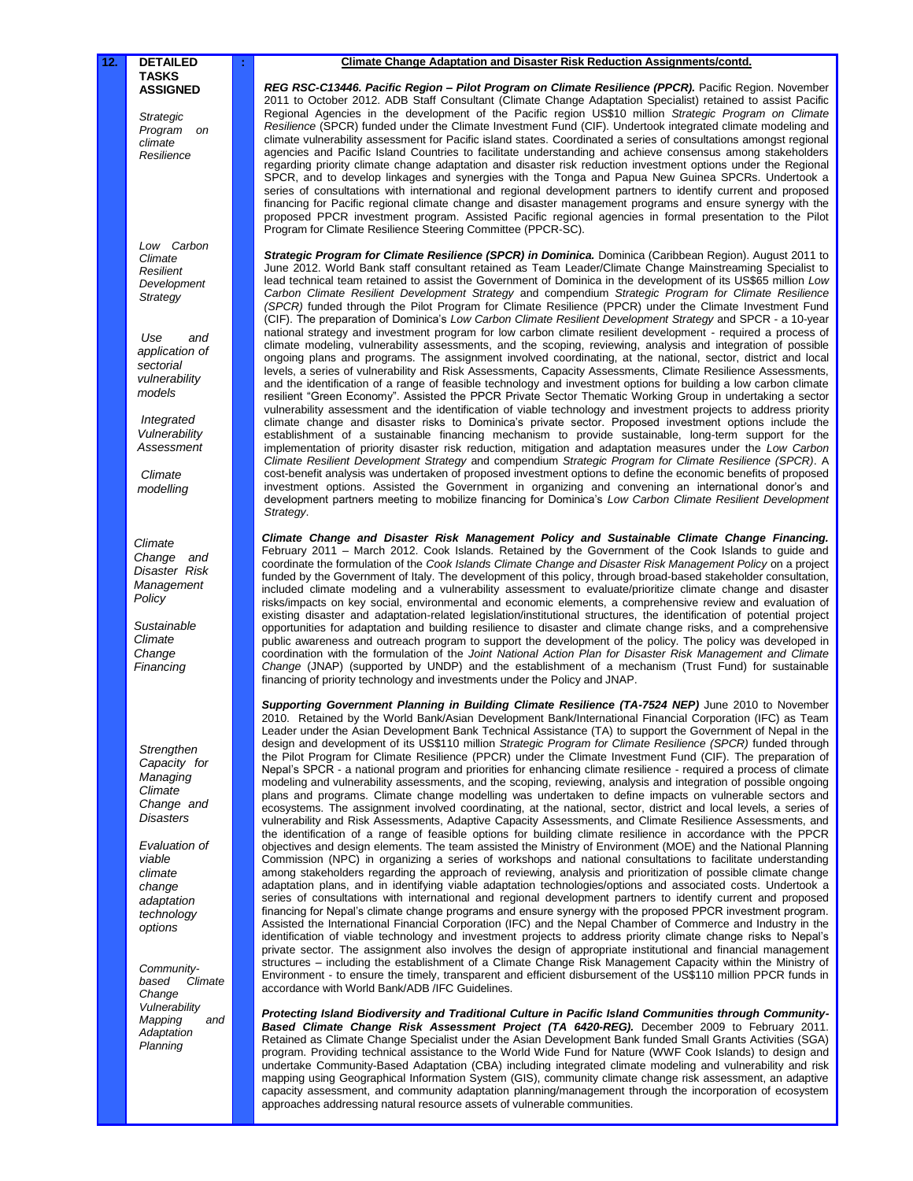**12. DETAILED TASKS ASSIGNED :**

**Climate Change Adaptation and Disaster Risk Reduction Assignments/contd.**

*Strategic Program on climate Resilience*

***REG RSC-C13446. Pacific Region – Pilot Program on Climate Resilience (PPCR).*** Pacific Region. November 2011 to October 2012. ADB Staff Consultant (Climate Change Adaptation Specialist) retained to assist Pacific Regional Agencies in the development of the Pacific region US$10 million *Strategic Program on Climate Resilience* (SPCR) funded under the Climate Investment Fund (CIF). Undertook integrated climate modeling and climate vulnerability assessment for Pacific island states. Coordinated a series of consultations amongst regional agencies and Pacific Island Countries to facilitate understanding and achieve consensus among stakeholders regarding priority climate change adaptation and disaster risk reduction investment options under the Regional SPCR, and to develop linkages and synergies with the Tonga and Papua New Guinea SPCRs. Undertook a series of consultations with international and regional development partners to identify current and proposed financing for Pacific regional climate change and disaster management programs and ensure synergy with the proposed PPCR investment program. Assisted Pacific regional agencies in formal presentation to the Pilot Program for Climate Resilience Steering Committee (PPCR-SC).

*Low Carbon Climate Resilient Development Strategy*

*Use and application of sectorial vulnerability models*

*Integrated Vulnerability Assessment*

*Climate modelling*

***Strategic Program for Climate Resilience (SPCR) in Dominica.*** Dominica (Caribbean Region). August 2011 to June 2012. World Bank staff consultant retained as Team Leader/Climate Change Mainstreaming Specialist to lead technical team retained to assist the Government of Dominica in the development of its US$65 million *Low Carbon Climate Resilient Development Strategy* and compendium *Strategic Program for Climate Resilience (SPCR)* funded through the Pilot Program for Climate Resilience (PPCR) under the Climate Investment Fund (CIF). The preparation of Dominica's *Low Carbon Climate Resilient Development Strategy* and SPCR - a 10-year national strategy and investment program for low carbon climate resilient development - required a process of climate modeling, vulnerability assessments, and the scoping, reviewing, analysis and integration of possible ongoing plans and programs. The assignment involved coordinating, at the national, sector, district and local levels, a series of vulnerability and Risk Assessments, Capacity Assessments, Climate Resilience Assessments, and the identification of a range of feasible technology and investment options for building a low carbon climate resilient "Green Economy". Assisted the PPCR Private Sector Thematic Working Group in undertaking a sector vulnerability assessment and the identification of viable technology and investment projects to address priority climate change and disaster risks to Dominica's private sector. Proposed investment options include the establishment of a sustainable financing mechanism to provide sustainable, long-term support for the implementation of priority disaster risk reduction, mitigation and adaptation measures under the *Low Carbon Climate Resilient Development Strategy* and compendium *Strategic Program for Climate Resilience (SPCR)*. A cost-benefit analysis was undertaken of proposed investment options to define the economic benefits of proposed investment options. Assisted the Government in organizing and convening an international donor's and development partners meeting to mobilize financing for Dominica's *Low Carbon Climate Resilient Development Strategy*.

*Climate Change and Disaster Risk Management Policy*

*Sustainable Climate Change Financing*

***Climate Change and Disaster Risk Management Policy and Sustainable Climate Change Financing.*** February 2011 – March 2012. Cook Islands. Retained by the Government of the Cook Islands to guide and coordinate the formulation of the *Cook Islands Climate Change and Disaster Risk Management Policy* on a project funded by the Government of Italy. The development of this policy, through broad-based stakeholder consultation, included climate modeling and a vulnerability assessment to evaluate/prioritize climate change and disaster risks/impacts on key social, environmental and economic elements, a comprehensive review and evaluation of existing disaster and adaptation-related legislation/institutional structures, the identification of potential project opportunities for adaptation and building resilience to disaster and climate change risks, and a comprehensive public awareness and outreach program to support the development of the policy. The policy was developed in coordination with the formulation of the *Joint National Action Plan for Disaster Risk Management and Climate Change* (JNAP) (supported by UNDP) and the establishment of a mechanism (Trust Fund) for sustainable financing of priority technology and investments under the Policy and JNAP.

*Strengthen Capacity for Managing Climate Change and Disasters*

*Evaluation of viable climate change adaptation technology options*

***Supporting Government Planning in Building Climate Resilience (TA-7524 NEP)*** June 2010 to November 2010. Retained by the World Bank/Asian Development Bank/International Financial Corporation (IFC) as Team Leader under the Asian Development Bank Technical Assistance (TA) to support the Government of Nepal in the design and development of its US$110 million *Strategic Program for Climate Resilience (SPCR)* funded through the Pilot Program for Climate Resilience (PPCR) under the Climate Investment Fund (CIF). The preparation of Nepal's SPCR - a national program and priorities for enhancing climate resilience - required a process of climate modeling and vulnerability assessments, and the scoping, reviewing, analysis and integration of possible ongoing plans and programs. Climate change modelling was undertaken to define impacts on vulnerable sectors and ecosystems. The assignment involved coordinating, at the national, sector, district and local levels, a series of vulnerability and Risk Assessments, Adaptive Capacity Assessments, and Climate Resilience Assessments, and the identification of a range of feasible options for building climate resilience in accordance with the PPCR objectives and design elements. The team assisted the Ministry of Environment (MOE) and the National Planning Commission (NPC) in organizing a series of workshops and national consultations to facilitate understanding among stakeholders regarding the approach of reviewing, analysis and prioritization of possible climate change adaptation plans, and in identifying viable adaptation technologies/options and associated costs. Undertook a series of consultations with international and regional development partners to identify current and proposed financing for Nepal's climate change programs and ensure synergy with the proposed PPCR investment program. Assisted the International Financial Corporation (IFC) and the Nepal Chamber of Commerce and Industry in the identification of viable technology and investment projects to address priority climate change risks to Nepal's private sector. The assignment also involves the design of appropriate institutional and financial management structures – including the establishment of a Climate Change Risk Management Capacity within the Ministry of Environment - to ensure the timely, transparent and efficient disbursement of the US$110 million PPCR funds in accordance with World Bank/ADB /IFC Guidelines.

*Community-based Climate Change Vulnerability Mapping and Adaptation Planning*

***Protecting Island Biodiversity and Traditional Culture in Pacific Island Communities through Community-Based Climate Change Risk Assessment Project (TA 6420-REG).*** December 2009 to February 2011. Retained as Climate Change Specialist under the Asian Development Bank funded Small Grants Activities (SGA) program. Providing technical assistance to the World Wide Fund for Nature (WWF Cook Islands) to design and undertake Community-Based Adaptation (CBA) including integrated climate modeling and vulnerability and risk mapping using Geographical Information System (GIS), community climate change risk assessment, an adaptive capacity assessment, and community adaptation planning/management through the incorporation of ecosystem approaches addressing natural resource assets of vulnerable communities.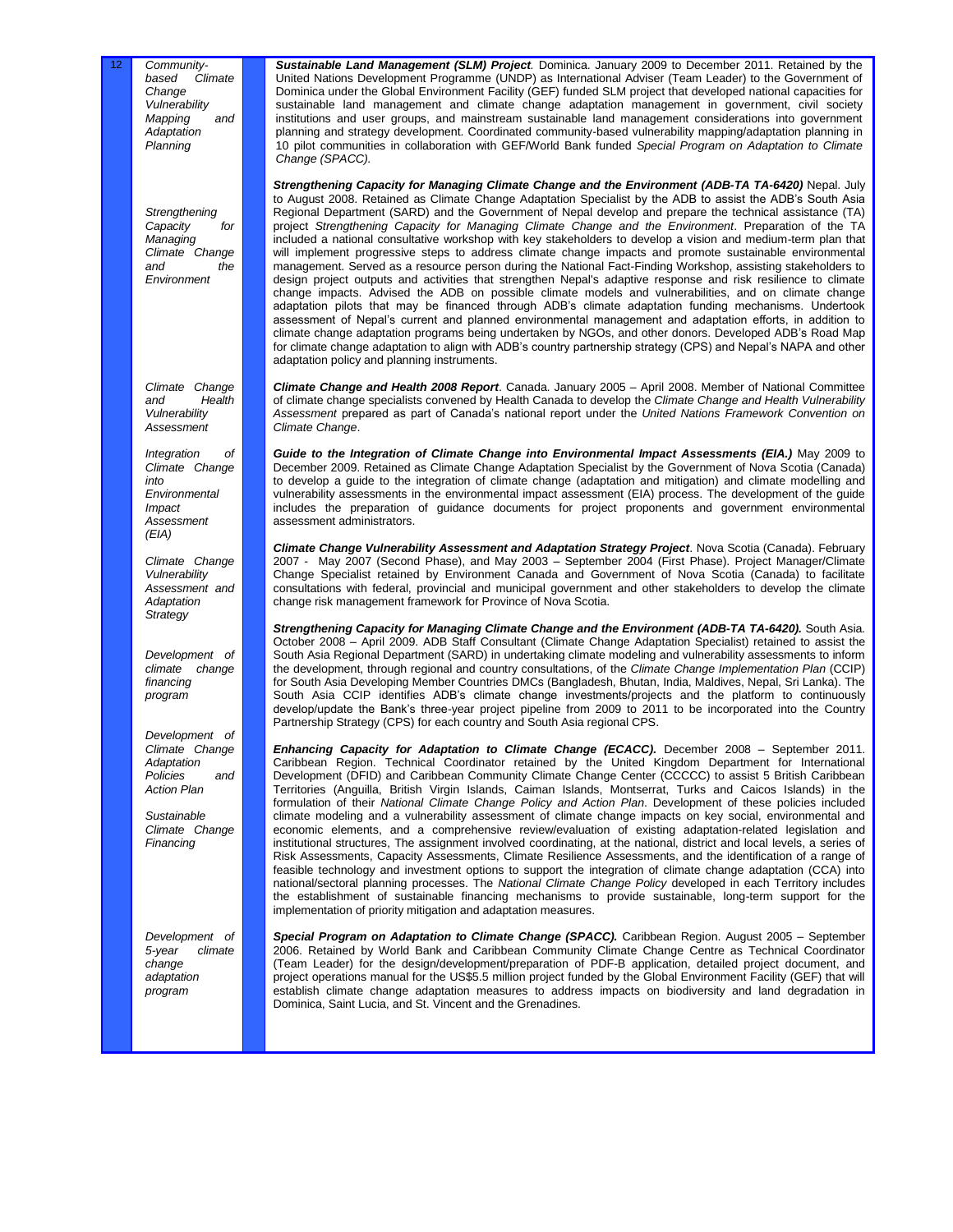| 12 | Area | Description |
|---|---|---|
| | *Community-based Climate Change Vulnerability Mapping and Adaptation Planning* | ***Sustainable Land Management (SLM) Project**.* Dominica. January 2009 to December 2011. Retained by the United Nations Development Programme (UNDP) as International Adviser (Team Leader) to the Government of Dominica under the Global Environment Facility (GEF) funded SLM project that developed national capacities for sustainable land management and climate change adaptation management in government, civil society institutions and user groups, and mainstream sustainable land management considerations into government planning and strategy development. Coordinated community-based vulnerability mapping/adaptation planning in 10 pilot communities in collaboration with GEF/World Bank funded *Special Program on Adaptation to Climate Change (SPACC).* |
| | *Strengthening Capacity for Managing Climate Change and the Environment* | ***Strengthening Capacity for Managing Climate Change and the Environment (ADB-TA TA-6420)*** Nepal. July to August 2008. Retained as Climate Change Adaptation Specialist by the ADB to assist the ADB's South Asia Regional Department (SARD) and the Government of Nepal develop and prepare the technical assistance (TA) project *Strengthening Capacity for Managing Climate Change and the Environment*. Preparation of the TA included a national consultative workshop with key stakeholders to develop a vision and medium-term plan that will implement progressive steps to address climate change impacts and promote sustainable environmental management. Served as a resource person during the National Fact-Finding Workshop, assisting stakeholders to design project outputs and activities that strengthen Nepal's adaptive response and risk resilience to climate change impacts. Advised the ADB on possible climate models and vulnerabilities, and on climate change adaptation pilots that may be financed through ADB's climate adaptation funding mechanisms. Undertook assessment of Nepal's current and planned environmental management and adaptation efforts, in addition to climate change adaptation programs being undertaken by NGOs, and other donors. Developed ADB's Road Map for climate change adaptation to align with ADB's country partnership strategy (CPS) and Nepal's NAPA and other adaptation policy and planning instruments. |
| | *Climate Change and Health Vulnerability Assessment* | ***Climate Change and Health 2008 Report***. Canada. January 2005 – April 2008. Member of National Committee of climate change specialists convened by Health Canada to develop the *Climate Change and Health Vulnerability Assessment* prepared as part of Canada's national report under the *United Nations Framework Convention on Climate Change*. |
| | *Integration of Climate Change into Environmental Impact Assessment (EIA)* | ***Guide to the Integration of Climate Change into Environmental Impact Assessments (EIA.)*** May 2009 to December 2009. Retained as Climate Change Adaptation Specialist by the Government of Nova Scotia (Canada) to develop a guide to the integration of climate change (adaptation and mitigation) and climate modelling and vulnerability assessments in the environmental impact assessment (EIA) process. The development of the guide includes the preparation of guidance documents for project proponents and government environmental assessment administrators. |
| | *Climate Change Vulnerability Assessment and Adaptation Strategy* | ***Climate Change Vulnerability Assessment and Adaptation Strategy Project***. Nova Scotia (Canada). February 2007 - May 2007 (Second Phase), and May 2003 – September 2004 (First Phase). Project Manager/Climate Change Specialist retained by Environment Canada and Government of Nova Scotia (Canada) to facilitate consultations with federal, provincial and municipal government and other stakeholders to develop the climate change risk management framework for Province of Nova Scotia. |
| | *Development of climate change financing program* | ***Strengthening Capacity for Managing Climate Change and the Environment (ADB-TA TA-6420).*** South Asia. October 2008 – April 2009. ADB Staff Consultant (Climate Change Adaptation Specialist) retained to assist the South Asia Regional Department (SARD) in undertaking climate modeling and vulnerability assessments to inform the development, through regional and country consultations, of the *Climate Change Implementation Plan* (CCIP) for South Asia Developing Member Countries DMCs (Bangladesh, Bhutan, India, Maldives, Nepal, Sri Lanka). The South Asia CCIP identifies ADB's climate change investments/projects and the platform to continuously develop/update the Bank's three-year project pipeline from 2009 to 2011 to be incorporated into the Country Partnership Strategy (CPS) for each country and South Asia regional CPS. |
| | *Development of Climate Change Adaptation Policies and Action Plan*<br><br>*Sustainable Climate Change Financing* | ***Enhancing Capacity for Adaptation to Climate Change (ECACC).*** December 2008 – September 2011. Caribbean Region. Technical Coordinator retained by the United Kingdom Department for International Development (DFID) and Caribbean Community Climate Change Center (CCCCC) to assist 5 British Caribbean Territories (Anguilla, British Virgin Islands, Caiman Islands, Montserrat, Turks and Caicos Islands) in the formulation of their *National Climate Change Policy and Action Plan*. Development of these policies included climate modeling and a vulnerability assessment of climate change impacts on key social, environmental and economic elements, and a comprehensive review/evaluation of existing adaptation-related legislation and institutional structures, The assignment involved coordinating, at the national, district and local levels, a series of Risk Assessments, Capacity Assessments, Climate Resilience Assessments, and the identification of a range of feasible technology and investment options to support the integration of climate change adaptation (CCA) into national/sectoral planning processes. The *National Climate Change Policy* developed in each Territory includes the establishment of sustainable financing mechanisms to provide sustainable, long-term support for the implementation of priority mitigation and adaptation measures. |
| | *Development of 5-year climate change adaptation program* | ***Special Program on Adaptation to Climate Change (SPACC).*** Caribbean Region. August 2005 – September 2006. Retained by World Bank and Caribbean Community Climate Change Centre as Technical Coordinator (Team Leader) for the design/development/preparation of PDF-B application, detailed project document, and project operations manual for the US$5.5 million project funded by the Global Environment Facility (GEF) that will establish climate change adaptation measures to address impacts on biodiversity and land degradation in Dominica, Saint Lucia, and St. Vincent and the Grenadines. |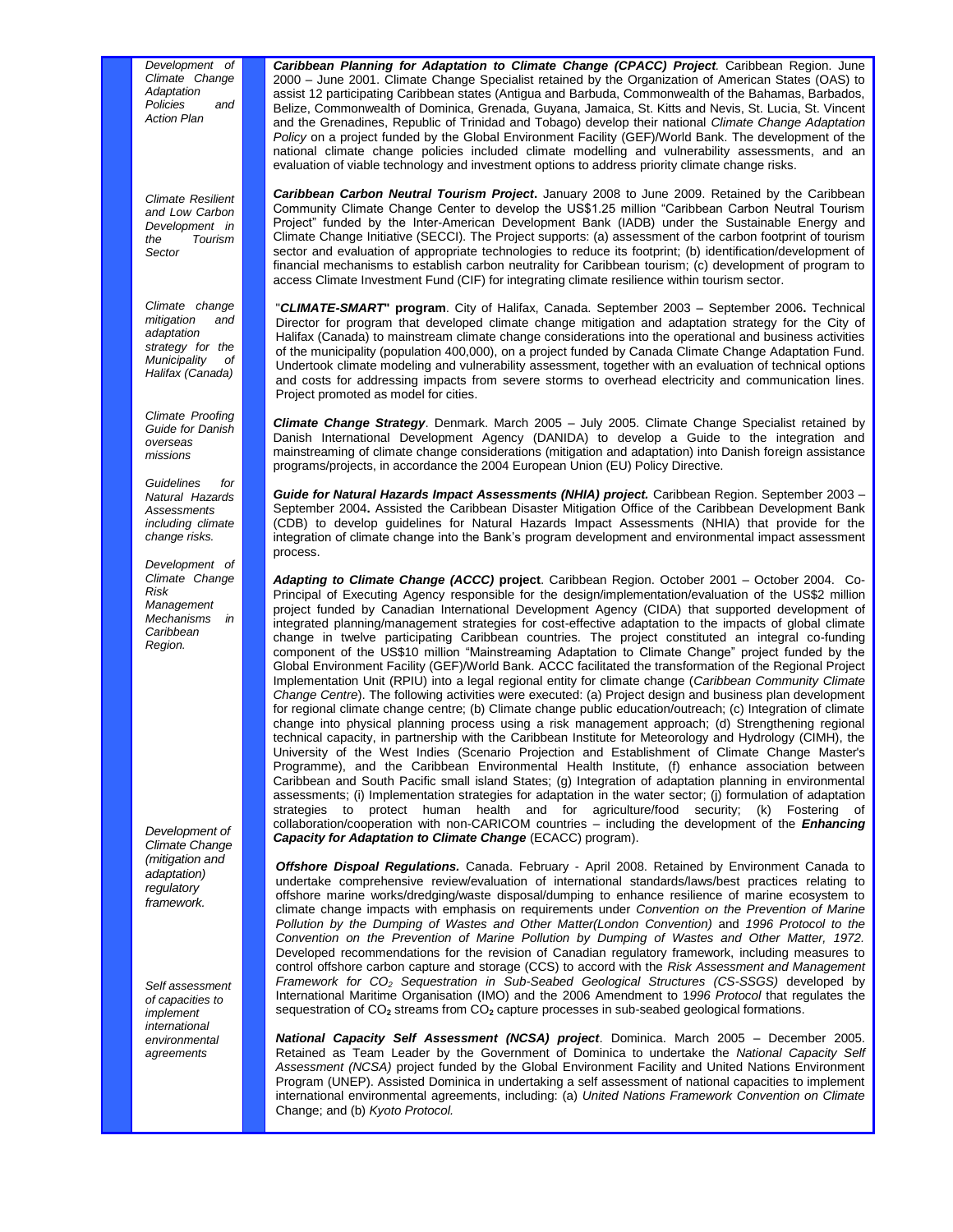| | |
|---|---|
| *Development of Climate Change Adaptation Policies and Action Plan* | ***Caribbean Planning for Adaptation to Climate Change (CPACC) Project**.* Caribbean Region. June 2000 – June 2001. Climate Change Specialist retained by the Organization of American States (OAS) to assist 12 participating Caribbean states (Antigua and Barbuda, Commonwealth of the Bahamas, Barbados, Belize, Commonwealth of Dominica, Grenada, Guyana, Jamaica, St. Kitts and Nevis, St. Lucia, St. Vincent and the Grenadines, Republic of Trinidad and Tobago) develop their national *Climate Change Adaptation Policy* on a project funded by the Global Environment Facility (GEF)/World Bank. The development of the national climate change policies included climate modelling and vulnerability assessments, and an evaluation of viable technology and investment options to address priority climate change risks. |
| *Climate Resilient and Low Carbon Development in the Tourism Sector* | ***Caribbean Carbon Neutral Tourism Project***. January 2008 to June 2009. Retained by the Caribbean Community Climate Change Center to develop the US$1.25 million "Caribbean Carbon Neutral Tourism Project" funded by the Inter-American Development Bank (IADB) under the Sustainable Energy and Climate Change Initiative (SECCI). The Project supports: (a) assessment of the carbon footprint of tourism sector and evaluation of appropriate technologies to reduce its footprint; (b) identification/development of financial mechanisms to establish carbon neutrality for Caribbean tourism; (c) development of program to access Climate Investment Fund (CIF) for integrating climate resilience within tourism sector. |
| *Climate change mitigation and adaptation strategy for the Municipality of Halifax (Canada)* | "***CLIMATE-SMART*" program**. City of Halifax, Canada. September 2003 – September 2006**.** Technical Director for program that developed climate change mitigation and adaptation strategy for the City of Halifax (Canada) to mainstream climate change considerations into the operational and business activities of the municipality (population 400,000), on a project funded by Canada Climate Change Adaptation Fund. Undertook climate modeling and vulnerability assessment, together with an evaluation of technical options and costs for addressing impacts from severe storms to overhead electricity and communication lines. Project promoted as model for cities. |
| *Climate Proofing Guide for Danish overseas missions* | ***Climate Change Strategy***. Denmark. March 2005 – July 2005. Climate Change Specialist retained by Danish International Development Agency (DANIDA) to develop a Guide to the integration and mainstreaming of climate change considerations (mitigation and adaptation) into Danish foreign assistance programs/projects, in accordance the 2004 European Union (EU) Policy Directive. |
| *Guidelines for Natural Hazards Assessments including climate change risks.* | ***Guide for Natural Hazards Impact Assessments (NHIA) project.*** Caribbean Region. September 2003 – September 2004**.** Assisted the Caribbean Disaster Mitigation Office of the Caribbean Development Bank (CDB) to develop guidelines for Natural Hazards Impact Assessments (NHIA) that provide for the integration of climate change into the Bank's program development and environmental impact assessment process. |
| *Development of Climate Change Risk Management Mechanisms in Caribbean Region.* | ***Adapting to Climate Change (ACCC)* project**. Caribbean Region. October 2001 – October 2004. Co-Principal of Executing Agency responsible for the design/implementation/evaluation of the US$2 million project funded by Canadian International Development Agency (CIDA) that supported development of integrated planning/management strategies for cost-effective adaptation to the impacts of global climate change in twelve participating Caribbean countries. The project constituted an integral co-funding component of the US$10 million "Mainstreaming Adaptation to Climate Change" project funded by the Global Environment Facility (GEF)/World Bank. ACCC facilitated the transformation of the Regional Project Implementation Unit (RPIU) into a legal regional entity for climate change (*Caribbean Community Climate Change Centre*). The following activities were executed: (a) Project design and business plan development for regional climate change centre; (b) Climate change public education/outreach; (c) Integration of climate change into physical planning process using a risk management approach; (d) Strengthening regional technical capacity, in partnership with the Caribbean Institute for Meteorology and Hydrology (CIMH), the University of the West Indies (Scenario Projection and Establishment of Climate Change Master's Programme), and the Caribbean Environmental Health Institute, (f) enhance association between Caribbean and South Pacific small island States; (g) Integration of adaptation planning in environmental assessments; (i) Implementation strategies for adaptation in the water sector; (j) formulation of adaptation strategies to protect human health and for agriculture/food security; (k) Fostering of collaboration/cooperation with non-CARICOM countries – including the development of the ***Enhancing Capacity for Adaptation to Climate Change*** (ECACC) program). |
| *Development of Climate Change (mitigation and adaptation) regulatory framework.* | ***Offshore Dispoal Regulations.*** Canada. February - April 2008. Retained by Environment Canada to undertake comprehensive review/evaluation of international standards/laws/best practices relating to offshore marine works/dredging/waste disposal/dumping to enhance resilience of marine ecosystem to climate change impacts with emphasis on requirements under *Convention on the Prevention of Marine Pollution by the Dumping of Wastes and Other Matter(London Convention)* and *1996 Protocol to the Convention on the Prevention of Marine Pollution by Dumping of Wastes and Other Matter, 1972.* Developed recommendations for the revision of Canadian regulatory framework, including measures to control offshore carbon capture and storage (CCS) to accord with the *Risk Assessment and Management Framework for $CO_2$ Sequestration in Sub-Seabed Geological Structures (CS-SSGS)* developed by International Maritime Organisation (IMO) and the 2006 Amendment to 1*996 Protocol* that regulates the sequestration of $CO_2$ streams from $CO_2$ capture processes in sub-seabed geological formations. |
| *Self assessment of capacities to implement international environmental agreements* | ***National Capacity Self Assessment (NCSA) project***. Dominica. March 2005 – December 2005. Retained as Team Leader by the Government of Dominica to undertake the *National Capacity Self Assessment (NCSA)* project funded by the Global Environment Facility and United Nations Environment Program (UNEP). Assisted Dominica in undertaking a self assessment of national capacities to implement international environmental agreements, including: (a) *United Nations Framework Convention on Climate* Change; and (b) *Kyoto Protocol.* |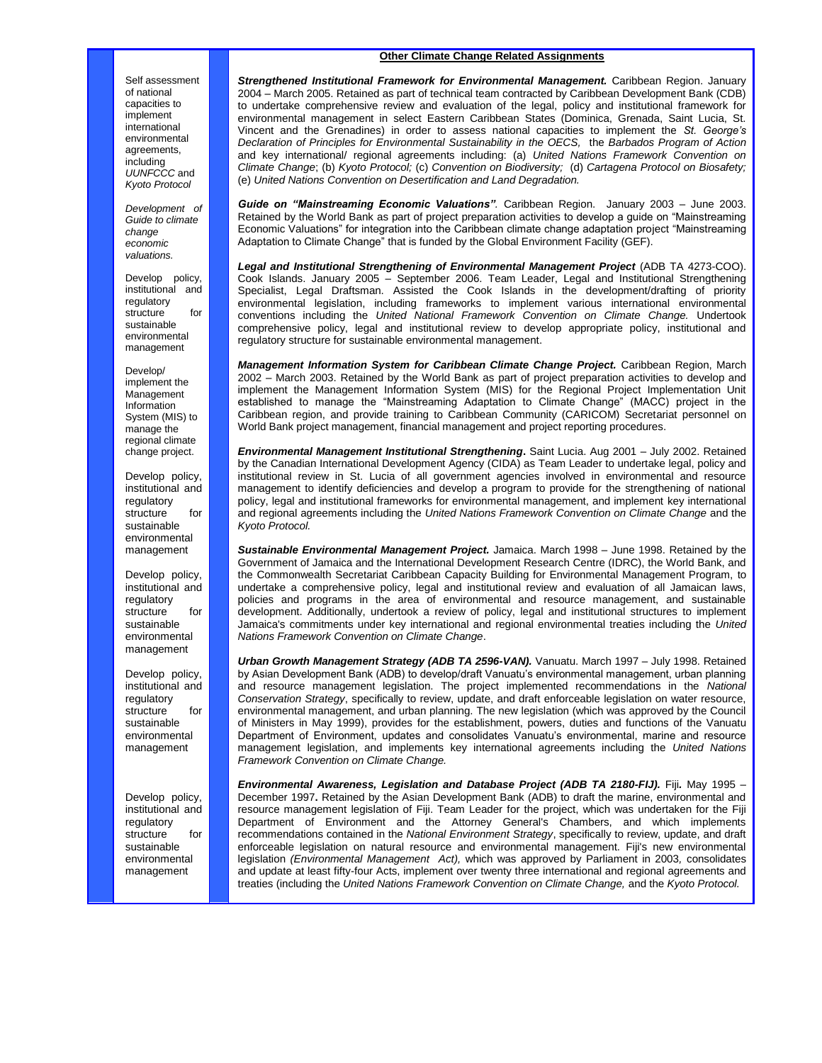## Other Climate Change Related Assignments

| | |
|---|---|
| Self assessment of national capacities to implement international environmental agreements, including *UUNFCCC* and *Kyoto Protocol* | ***Strengthened Institutional Framework for Environmental Management.*** Caribbean Region. January 2004 – March 2005. Retained as part of technical team contracted by Caribbean Development Bank (CDB) to undertake comprehensive review and evaluation of the legal, policy and institutional framework for environmental management in select Eastern Caribbean States (Dominica, Grenada, Saint Lucia, St. Vincent and the Grenadines) in order to assess national capacities to implement the *St. George's Declaration of Principles for Environmental Sustainability in the OECS,* the *Barbados Program of Action* and key international/ regional agreements including: (a) *United Nations Framework Convention on Climate Change*; (b) *Kyoto Protocol;* (c) *Convention on Biodiversity;* (d) *Cartagena Protocol on Biosafety;* (e) *United Nations Convention on Desertification and Land Degradation.* |
| *Development of Guide to climate change economic valuations.* | ***Guide on "Mainstreaming Economic Valuations".*** Caribbean Region. January 2003 – June 2003. Retained by the World Bank as part of project preparation activities to develop a guide on "Mainstreaming Economic Valuations" for integration into the Caribbean climate change adaptation project "Mainstreaming Adaptation to Climate Change" that is funded by the Global Environment Facility (GEF). |
| Develop policy, institutional and regulatory structure for sustainable environmental management | ***Legal and Institutional Strengthening of Environmental Management Project*** (ADB TA 4273-COO). Cook Islands. January 2005 – September 2006. Team Leader, Legal and Institutional Strengthening Specialist, Legal Draftsman. Assisted the Cook Islands in the development/drafting of priority environmental legislation, including frameworks to implement various international environmental conventions including the *United National Framework Convention on Climate Change.* Undertook comprehensive policy, legal and institutional review to develop appropriate policy, institutional and regulatory structure for sustainable environmental management. |
| Develop/ implement the Management Information System (MIS) to manage the regional climate change project. | ***Management Information System for Caribbean Climate Change Project.*** Caribbean Region, March 2002 – March 2003. Retained by the World Bank as part of project preparation activities to develop and implement the Management Information System (MIS) for the Regional Project Implementation Unit established to manage the "Mainstreaming Adaptation to Climate Change" (MACC) project in the Caribbean region, and provide training to Caribbean Community (CARICOM) Secretariat personnel on World Bank project management, financial management and project reporting procedures. |
| Develop policy, institutional and regulatory structure for sustainable environmental management | ***Environmental Management Institutional Strengthening.*** Saint Lucia. Aug 2001 – July 2002. Retained by the Canadian International Development Agency (CIDA) as Team Leader to undertake legal, policy and institutional review in St. Lucia of all government agencies involved in environmental and resource management to identify deficiencies and develop a program to provide for the strengthening of national policy, legal and institutional frameworks for environmental management, and implement key international and regional agreements including the *United Nations Framework Convention on Climate Change* and the *Kyoto Protocol.* |
| Develop policy, institutional and regulatory structure for sustainable environmental management | ***Sustainable Environmental Management Project.*** Jamaica. March 1998 – June 1998. Retained by the Government of Jamaica and the International Development Research Centre (IDRC), the World Bank, and the Commonwealth Secretariat Caribbean Capacity Building for Environmental Management Program, to undertake a comprehensive policy, legal and institutional review and evaluation of all Jamaican laws, policies and programs in the area of environmental and resource management, and sustainable development. Additionally, undertook a review of policy, legal and institutional structures to implement Jamaica's commitments under key international and regional environmental treaties including the *United Nations Framework Convention on Climate Change*. |
| Develop policy, institutional and regulatory structure for sustainable environmental management | ***Urban Growth Management Strategy (ADB TA 2596-VAN).*** Vanuatu. March 1997 – July 1998. Retained by Asian Development Bank (ADB) to develop/draft Vanuatu's environmental management, urban planning and resource management legislation. The project implemented recommendations in the *National Conservation Strategy*, specifically to review, update, and draft enforceable legislation on water resource, environmental management, and urban planning. The new legislation (which was approved by the Council of Ministers in May 1999), provides for the establishment, powers, duties and functions of the Vanuatu Department of Environment, updates and consolidates Vanuatu's environmental, marine and resource management legislation, and implements key international agreements including the *United Nations Framework Convention on Climate Change.* |
| Develop policy, institutional and regulatory structure for sustainable environmental management | ***Environmental Awareness, Legislation and Database Project (ADB TA 2180-FIJ).*** Fiji**.** May 1995 – December 1997**.** Retained by the Asian Development Bank (ADB) to draft the marine, environmental and resource management legislation of Fiji. Team Leader for the project, which was undertaken for the Fiji Department of Environment and the Attorney General's Chambers, and which implements recommendations contained in the *National Environment Strategy*, specifically to review, update, and draft enforceable legislation on natural resource and environmental management. Fiji's new environmental legislation *(Environmental Management Act),* which was approved by Parliament in 2003*,* consolidates and update at least fifty-four Acts, implement over twenty three international and regional agreements and treaties (including the *United Nations Framework Convention on Climate Change,* and the *Kyoto Protocol.* |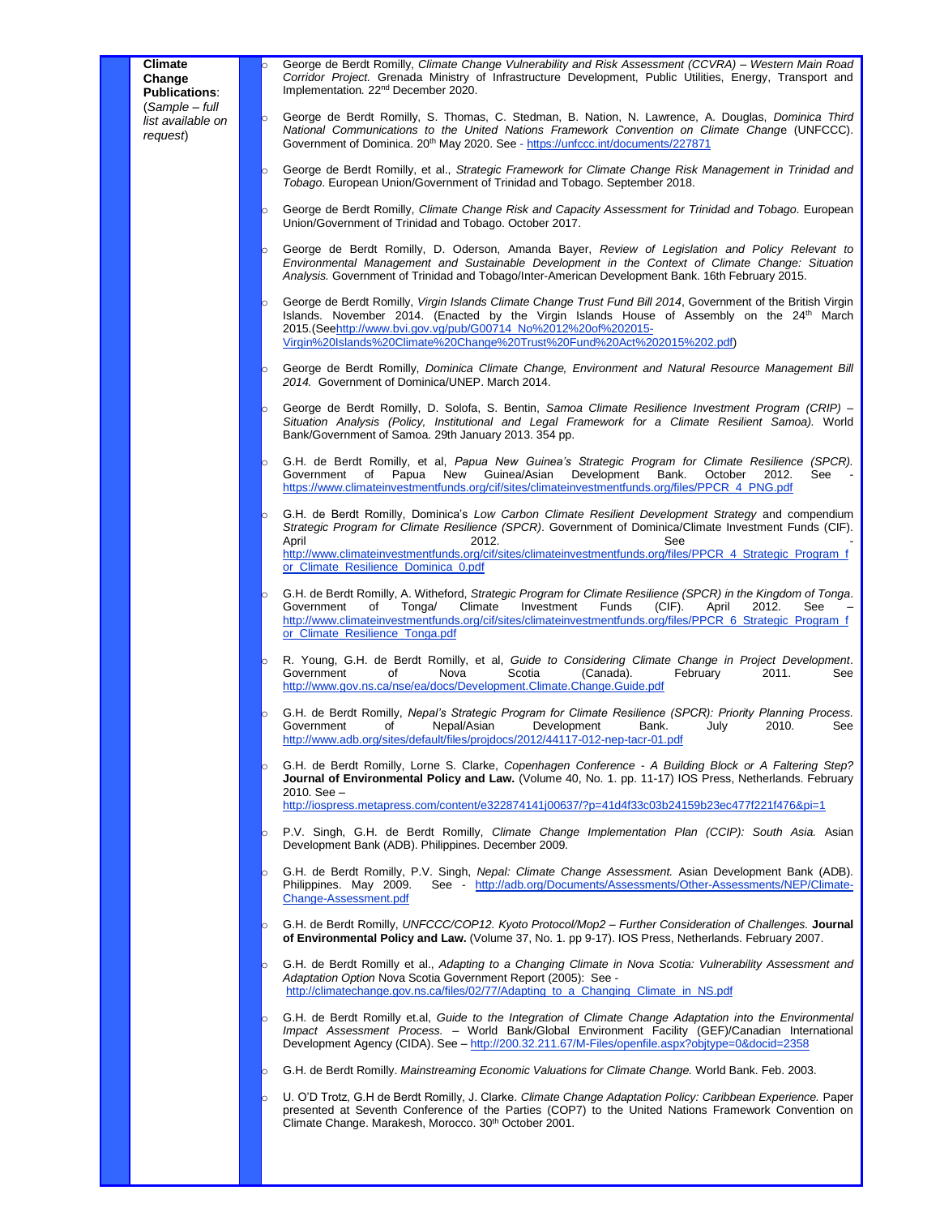**Climate Change Publications**: (*Sample – full list available on request*)

- George de Berdt Romilly, *Climate Change Vulnerability and Risk Assessment (CCVRA) – Western Main Road Corridor Project.* Grenada Ministry of Infrastructure Development, Public Utilities, Energy, Transport and Implementation*.* 22nd December 2020.
- George de Berdt Romilly, S. Thomas, C. Stedman, B. Nation, N. Lawrence, A. Douglas, *Dominica Third National Communications to the United Nations Framework Convention on Climate Change* (UNFCCC). Government of Dominica. 20th May 2020. See - https://unfccc.int/documents/227871
- George de Berdt Romilly, et al., *Strategic Framework for Climate Change Risk Management in Trinidad and Tobago*. European Union/Government of Trinidad and Tobago. September 2018.
- George de Berdt Romilly, *Climate Change Risk and Capacity Assessment for Trinidad and Tobago*. European Union/Government of Trinidad and Tobago. October 2017.
- George de Berdt Romilly, D. Oderson, Amanda Bayer, *Review of Legislation and Policy Relevant to Environmental Management and Sustainable Development in the Context of Climate Change: Situation Analysis.* Government of Trinidad and Tobago/Inter-American Development Bank. 16th February 2015.
- George de Berdt Romilly, *Virgin Islands Climate Change Trust Fund Bill 2014*, Government of the British Virgin Islands. November 2014. (Enacted by the Virgin Islands House of Assembly on the 24th March 2015.(Seehttp://www.bvi.gov.vg/pub/G00714_No%2012%20of%202015-Virgin%20Islands%20Climate%20Change%20Trust%20Fund%20Act%202015%202.pdf)
- George de Berdt Romilly, *Dominica Climate Change, Environment and Natural Resource Management Bill 2014.* Government of Dominica/UNEP. March 2014.
- George de Berdt Romilly, D. Solofa, S. Bentin, *Samoa Climate Resilience Investment Program (CRIP) – Situation Analysis (Policy, Institutional and Legal Framework for a Climate Resilient Samoa).* World Bank/Government of Samoa. 29th January 2013. 354 pp.
- G.H. de Berdt Romilly, et al, *Papua New Guinea's Strategic Program for Climate Resilience (SPCR).* Government of Papua New Guinea/Asian Development Bank. October 2012. See - https://www.climateinvestmentfunds.org/cif/sites/climateinvestmentfunds.org/files/PPCR_4_PNG.pdf
- G.H. de Berdt Romilly, Dominica's *Low Carbon Climate Resilient Development Strategy* and compendium *Strategic Program for Climate Resilience (SPCR)*. Government of Dominica/Climate Investment Funds (CIF). April 2012. See - http://www.climateinvestmentfunds.org/cif/sites/climateinvestmentfunds.org/files/PPCR_4_Strategic_Program_for_Climate_Resilience_Dominica_0.pdf
- G.H. de Berdt Romilly, A. Witheford, *Strategic Program for Climate Resilience (SPCR) in the Kingdom of Tonga*. Government of Tonga/ Climate Investment Funds (CIF). April 2012. See – http://www.climateinvestmentfunds.org/cif/sites/climateinvestmentfunds.org/files/PPCR_6_Strategic_Program_for_Climate_Resilience_Tonga.pdf
- R. Young, G.H. de Berdt Romilly, et al, *Guide to Considering Climate Change in Project Development*. Government of Nova Scotia (Canada). February 2011. See http://www.gov.ns.ca/nse/ea/docs/Development.Climate.Change.Guide.pdf
- G.H. de Berdt Romilly, *Nepal's Strategic Program for Climate Resilience (SPCR): Priority Planning Process.* Government of Nepal/Asian Development Bank. July 2010. See http://www.adb.org/sites/default/files/projdocs/2012/44117-012-nep-tacr-01.pdf
- G.H. de Berdt Romilly, Lorne S. Clarke, *Copenhagen Conference - A Building Block or A Faltering Step?* **Journal of Environmental Policy and Law.** (Volume 40, No. 1. pp. 11-17) IOS Press, Netherlands. February 2010. See – http://iospress.metapress.com/content/e322874141j00637/?p=41d4f33c03b24159b23ec477f221f476&pi=1
- P.V. Singh, G.H. de Berdt Romilly, *Climate Change Implementation Plan (CCIP): South Asia.* Asian Development Bank (ADB). Philippines. December 2009.
- G.H. de Berdt Romilly, P.V. Singh, *Nepal: Climate Change Assessment.* Asian Development Bank (ADB). Philippines. May 2009. See - http://adb.org/Documents/Assessments/Other-Assessments/NEP/Climate-Change-Assessment.pdf
- G.H. de Berdt Romilly, *UNFCCC/COP12. Kyoto Protocol/Mop2 – Further Consideration of Challenges.* **Journal of Environmental Policy and Law.** (Volume 37, No. 1. pp 9-17). IOS Press, Netherlands. February 2007.
- G.H. de Berdt Romilly et al., *Adapting to a Changing Climate in Nova Scotia: Vulnerability Assessment and Adaptation Option* Nova Scotia Government Report (2005): See - http://climatechange.gov.ns.ca/files/02/77/Adapting_to_a_Changing_Climate_in_NS.pdf
- G.H. de Berdt Romilly et.al, *Guide to the Integration of Climate Change Adaptation into the Environmental Impact Assessment Process.* – World Bank/Global Environment Facility (GEF)/Canadian International Development Agency (CIDA). See – http://200.32.211.67/M-Files/openfile.aspx?objtype=0&docid=2358
- G.H. de Berdt Romilly. *Mainstreaming Economic Valuations for Climate Change.* World Bank. Feb. 2003.
- U. O'D Trotz, G.H de Berdt Romilly, J. Clarke. *Climate Change Adaptation Policy: Caribbean Experience.* Paper presented at Seventh Conference of the Parties (COP7) to the United Nations Framework Convention on Climate Change. Marakesh, Morocco. 30th October 2001.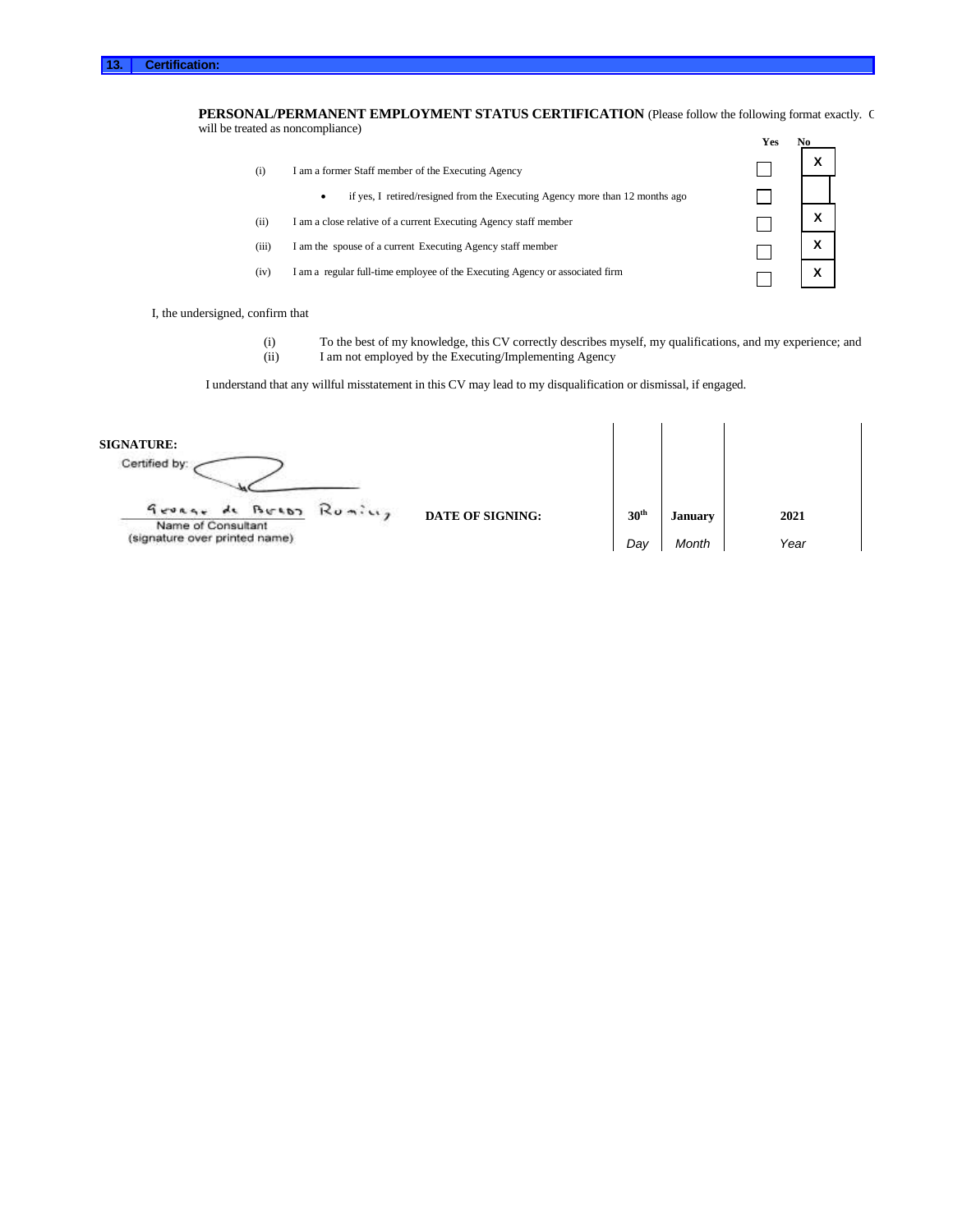## 13. Certification:

**PERSONAL/PERMANENT EMPLOYMENT STATUS CERTIFICATION** (Please follow the following format exactly. C will be treated as noncompliance)

| | | Yes | No |
|---|---|---|---|
| (i) | I am a former Staff member of the Executing Agency | | X |
| | • if yes, I retired/resigned from the Executing Agency more than 12 months ago | | |
| (ii) | I am a close relative of a current Executing Agency staff member | | X |
| (iii) | I am the spouse of a current Executing Agency staff member | | X |
| (iv) | I am a regular full-time employee of the Executing Agency or associated firm | | X |

I, the undersigned, confirm that

(i) To the best of my knowledge, this CV correctly describes myself, my qualifications, and my experience; and
(ii) I am not employed by the Executing/Implementing Agency

I understand that any willful misstatement in this CV may lead to my disqualification or dismissal, if engaged.

**SIGNATURE:**

Certified by:

George de Barros Romiuz

Name of Consultant
(signature over printed name)

**DATE OF SIGNING:**

| 30th | January | 2021 |
|---|---|---|
| *Day* | *Month* | *Year* |